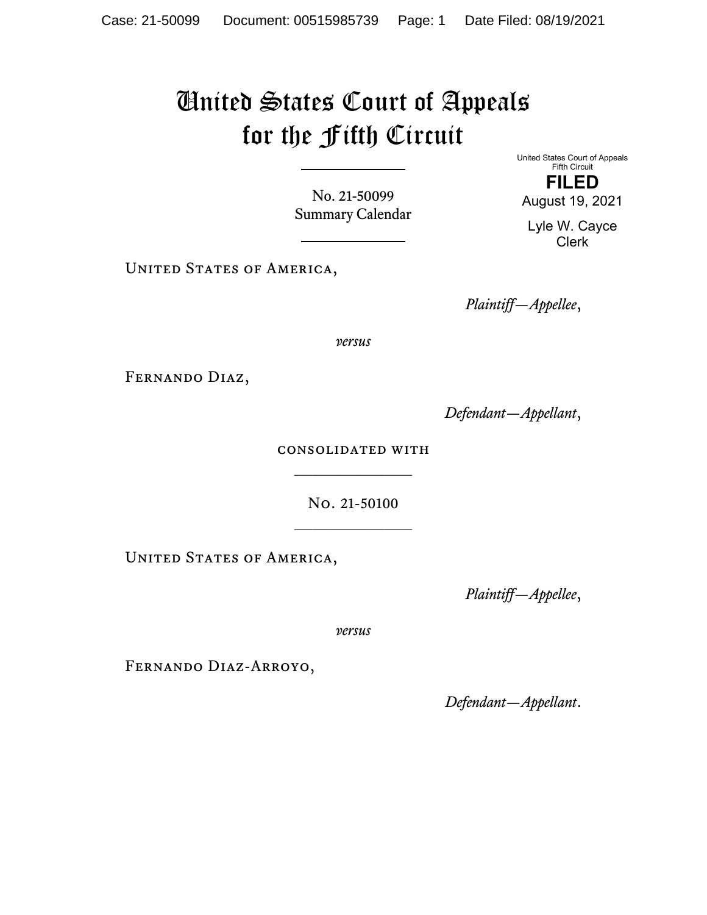# United States Court of Appeals for the Fifth Circuit

United States Court of Appeals
Fifth Circuit

**FILED**

August 19, 2021

Lyle W. Cayce
Clerk

No. 21-50099
Summary Calendar

---

United States of America,

*Plaintiff—Appellee*,

*versus*

Fernando Diaz,

*Defendant—Appellant*,

consolidated with

---

No. 21-50100

---

United States of America,

*Plaintiff—Appellee*,

*versus*

Fernando Diaz-Arroyo,

*Defendant—Appellant*.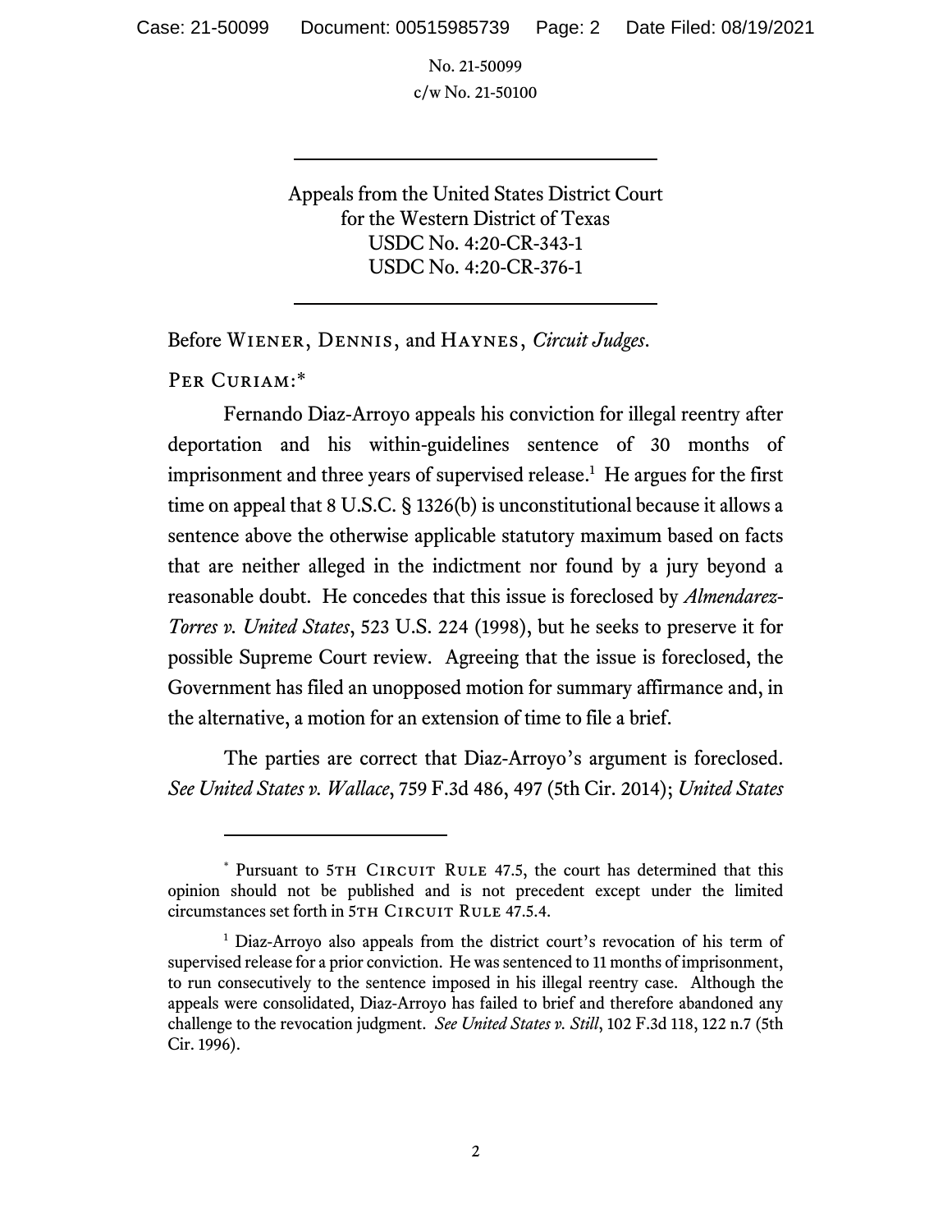No. 21-50099
c/w No. 21-50100

---

Appeals from the United States District Court
for the Western District of Texas
USDC No. 4:20-CR-343-1
USDC No. 4:20-CR-376-1

---

Before Wiener, Dennis, and Haynes, *Circuit Judges*.

Per Curiam:*

Fernando Diaz-Arroyo appeals his conviction for illegal reentry after deportation and his within-guidelines sentence of 30 months of imprisonment and three years of supervised release.[1] He argues for the first time on appeal that 8 U.S.C. § 1326(b) is unconstitutional because it allows a sentence above the otherwise applicable statutory maximum based on facts that are neither alleged in the indictment nor found by a jury beyond a reasonable doubt. He concedes that this issue is foreclosed by *Almendarez-Torres v. United States*, 523 U.S. 224 (1998), but he seeks to preserve it for possible Supreme Court review. Agreeing that the issue is foreclosed, the Government has filed an unopposed motion for summary affirmance and, in the alternative, a motion for an extension of time to file a brief.

The parties are correct that Diaz-Arroyo's argument is foreclosed. *See United States v. Wallace*, 759 F.3d 486, 497 (5th Cir. 2014); *United States*

---

\* Pursuant to 5th Circuit Rule 47.5, the court has determined that this opinion should not be published and is not precedent except under the limited circumstances set forth in 5th Circuit Rule 47.5.4.

[1] Diaz-Arroyo also appeals from the district court's revocation of his term of supervised release for a prior conviction. He was sentenced to 11 months of imprisonment, to run consecutively to the sentence imposed in his illegal reentry case. Although the appeals were consolidated, Diaz-Arroyo has failed to brief and therefore abandoned any challenge to the revocation judgment. *See United States v. Still*, 102 F.3d 118, 122 n.7 (5th Cir. 1996).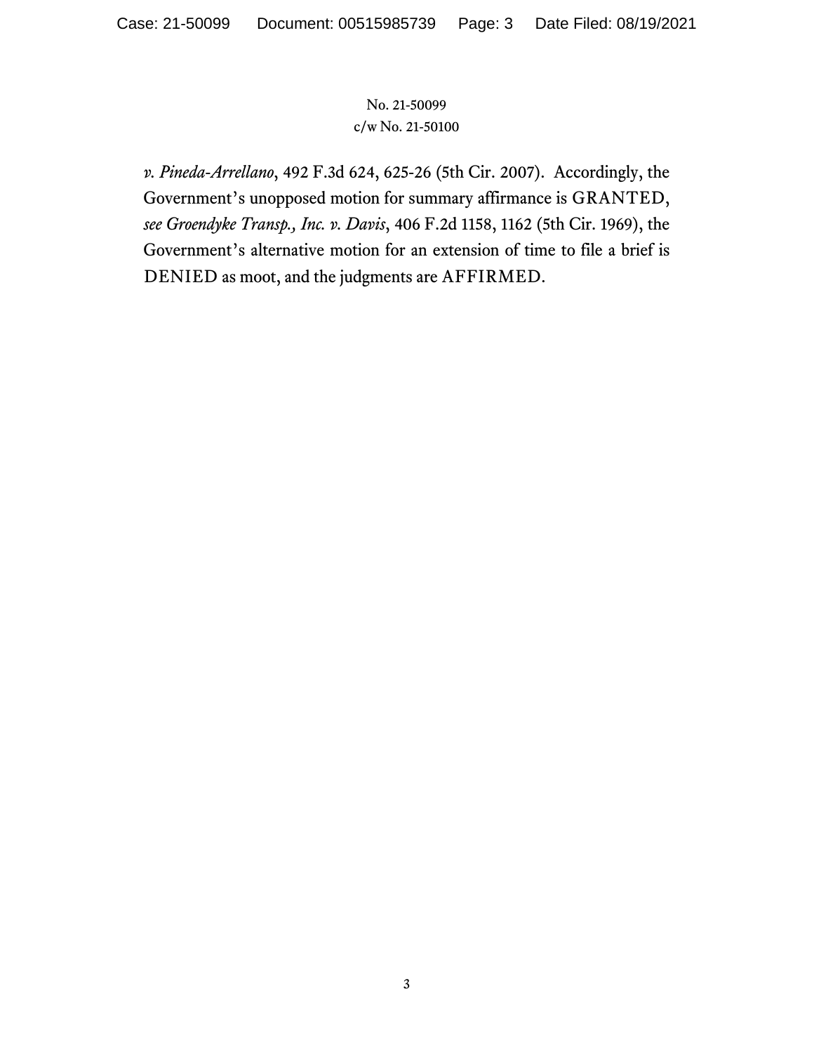No. 21-50099
c/w No. 21-50100

*v. Pineda-Arrellano*, 492 F.3d 624, 625-26 (5th Cir. 2007). Accordingly, the Government's unopposed motion for summary affirmance is GRANTED, *see Groendyke Transp., Inc. v. Davis*, 406 F.2d 1158, 1162 (5th Cir. 1969), the Government's alternative motion for an extension of time to file a brief is DENIED as moot, and the judgments are AFFIRMED.